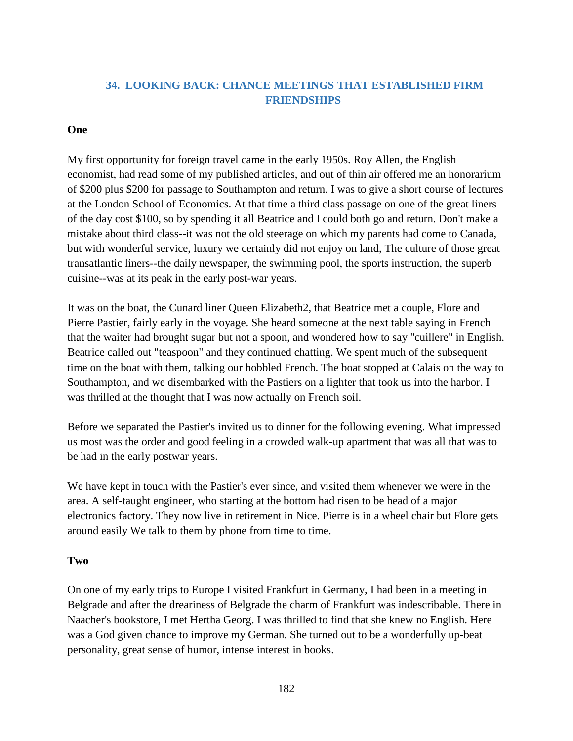## 34. LOOKING BACK: CHANCE MEETINGS THAT ESTABLISHED FIRM FRIENDSHIPS

**One**

My first opportunity for foreign travel came in the early 1950s. Roy Allen, the English economist, had read some of my published articles, and out of thin air offered me an honorarium of $200 plus $200 for passage to Southampton and return. I was to give a short course of lectures at the London School of Economics. At that time a third class passage on one of the great liners of the day cost $100, so by spending it all Beatrice and I could both go and return. Don't make a mistake about third class--it was not the old steerage on which my parents had come to Canada, but with wonderful service, luxury we certainly did not enjoy on land, The culture of those great transatlantic liners--the daily newspaper, the swimming pool, the sports instruction, the superb cuisine--was at its peak in the early post-war years.

It was on the boat, the Cunard liner Queen Elizabeth2, that Beatrice met a couple, Flore and Pierre Pastier, fairly early in the voyage. She heard someone at the next table saying in French that the waiter had brought sugar but not a spoon, and wondered how to say "cuillere" in English. Beatrice called out "teaspoon" and they continued chatting. We spent much of the subsequent time on the boat with them, talking our hobbled French. The boat stopped at Calais on the way to Southampton, and we disembarked with the Pastiers on a lighter that took us into the harbor. I was thrilled at the thought that I was now actually on French soil.

Before we separated the Pastier's invited us to dinner for the following evening. What impressed us most was the order and good feeling in a crowded walk-up apartment that was all that was to be had in the early postwar years.

We have kept in touch with the Pastier's ever since, and visited them whenever we were in the area. A self-taught engineer, who starting at the bottom had risen to be head of a major electronics factory. They now live in retirement in Nice. Pierre is in a wheel chair but Flore gets around easily We talk to them by phone from time to time.

**Two**

On one of my early trips to Europe I visited Frankfurt in Germany, I had been in a meeting in Belgrade and after the dreariness of Belgrade the charm of Frankfurt was indescribable. There in Naacher's bookstore, I met Hertha Georg. I was thrilled to find that she knew no English. Here was a God given chance to improve my German. She turned out to be a wonderfully up-beat personality, great sense of humor, intense interest in books.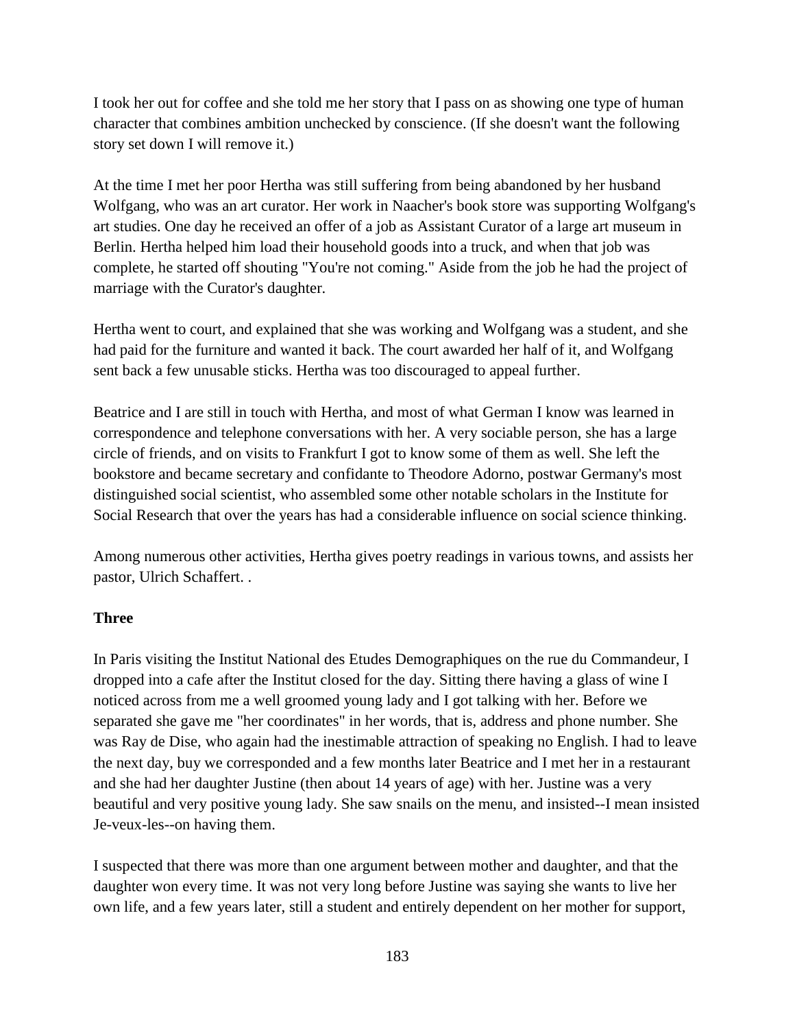I took her out for coffee and she told me her story that I pass on as showing one type of human character that combines ambition unchecked by conscience. (If she doesn't want the following story set down I will remove it.)

At the time I met her poor Hertha was still suffering from being abandoned by her husband Wolfgang, who was an art curator. Her work in Naacher's book store was supporting Wolfgang's art studies. One day he received an offer of a job as Assistant Curator of a large art museum in Berlin. Hertha helped him load their household goods into a truck, and when that job was complete, he started off shouting "You're not coming." Aside from the job he had the project of marriage with the Curator's daughter.

Hertha went to court, and explained that she was working and Wolfgang was a student, and she had paid for the furniture and wanted it back. The court awarded her half of it, and Wolfgang sent back a few unusable sticks. Hertha was too discouraged to appeal further.

Beatrice and I are still in touch with Hertha, and most of what German I know was learned in correspondence and telephone conversations with her. A very sociable person, she has a large circle of friends, and on visits to Frankfurt I got to know some of them as well. She left the bookstore and became secretary and confidante to Theodore Adorno, postwar Germany's most distinguished social scientist, who assembled some other notable scholars in the Institute for Social Research that over the years has had a considerable influence on social science thinking.

Among numerous other activities, Hertha gives poetry readings in various towns, and assists her pastor, Ulrich Schaffert. .

**Three**

In Paris visiting the Institut National des Etudes Demographiques on the rue du Commandeur, I dropped into a cafe after the Institut closed for the day. Sitting there having a glass of wine I noticed across from me a well groomed young lady and I got talking with her. Before we separated she gave me "her coordinates" in her words, that is, address and phone number. She was Ray de Dise, who again had the inestimable attraction of speaking no English. I had to leave the next day, buy we corresponded and a few months later Beatrice and I met her in a restaurant and she had her daughter Justine (then about 14 years of age) with her. Justine was a very beautiful and very positive young lady. She saw snails on the menu, and insisted--I mean insisted Je-veux-les--on having them.

I suspected that there was more than one argument between mother and daughter, and that the daughter won every time. It was not very long before Justine was saying she wants to live her own life, and a few years later, still a student and entirely dependent on her mother for support,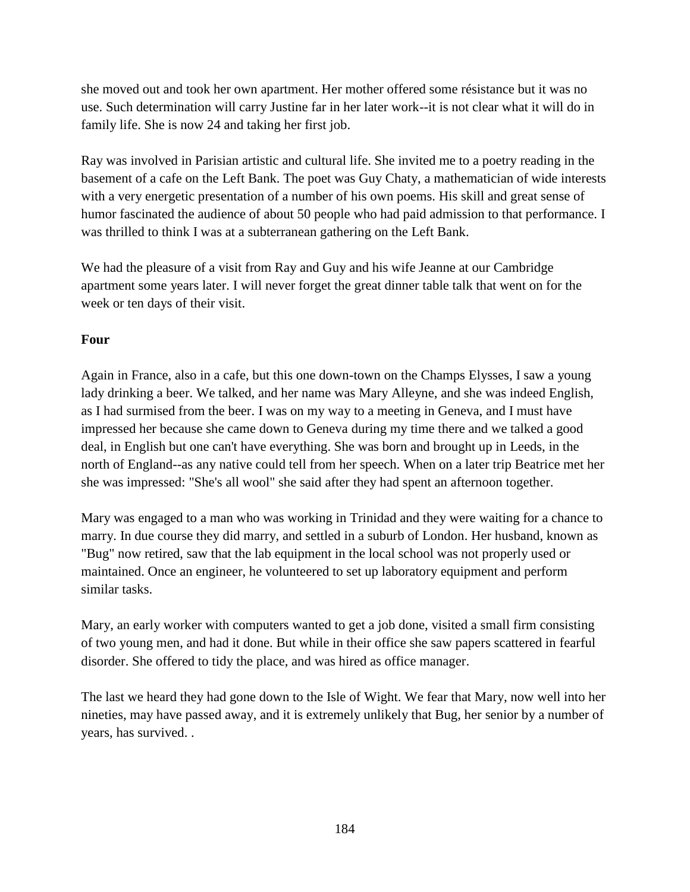she moved out and took her own apartment. Her mother offered some résistance but it was no use. Such determination will carry Justine far in her later work--it is not clear what it will do in family life. She is now 24 and taking her first job.

Ray was involved in Parisian artistic and cultural life. She invited me to a poetry reading in the basement of a cafe on the Left Bank. The poet was Guy Chaty, a mathematician of wide interests with a very energetic presentation of a number of his own poems. His skill and great sense of humor fascinated the audience of about 50 people who had paid admission to that performance. I was thrilled to think I was at a subterranean gathering on the Left Bank.

We had the pleasure of a visit from Ray and Guy and his wife Jeanne at our Cambridge apartment some years later. I will never forget the great dinner table talk that went on for the week or ten days of their visit.

**Four**

Again in France, also in a cafe, but this one down-town on the Champs Elysses, I saw a young lady drinking a beer. We talked, and her name was Mary Alleyne, and she was indeed English, as I had surmised from the beer. I was on my way to a meeting in Geneva, and I must have impressed her because she came down to Geneva during my time there and we talked a good deal, in English but one can't have everything. She was born and brought up in Leeds, in the north of England--as any native could tell from her speech. When on a later trip Beatrice met her she was impressed: "She's all wool" she said after they had spent an afternoon together.

Mary was engaged to a man who was working in Trinidad and they were waiting for a chance to marry. In due course they did marry, and settled in a suburb of London. Her husband, known as "Bug" now retired, saw that the lab equipment in the local school was not properly used or maintained. Once an engineer, he volunteered to set up laboratory equipment and perform similar tasks.

Mary, an early worker with computers wanted to get a job done, visited a small firm consisting of two young men, and had it done. But while in their office she saw papers scattered in fearful disorder. She offered to tidy the place, and was hired as office manager.

The last we heard they had gone down to the Isle of Wight. We fear that Mary, now well into her nineties, may have passed away, and it is extremely unlikely that Bug, her senior by a number of years, has survived. .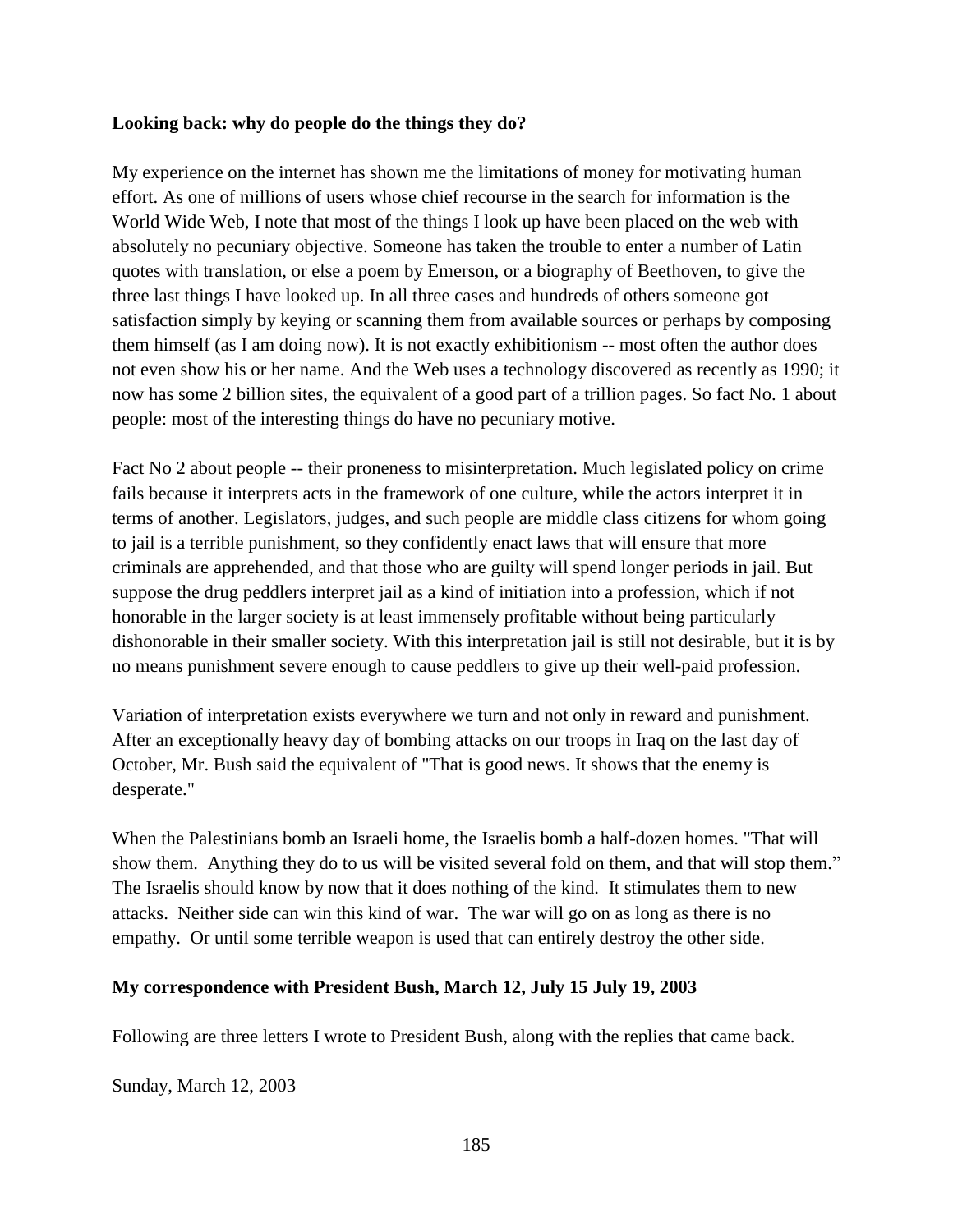**Looking back: why do people do the things they do?**

My experience on the internet has shown me the limitations of money for motivating human effort. As one of millions of users whose chief recourse in the search for information is the World Wide Web, I note that most of the things I look up have been placed on the web with absolutely no pecuniary objective. Someone has taken the trouble to enter a number of Latin quotes with translation, or else a poem by Emerson, or a biography of Beethoven, to give the three last things I have looked up. In all three cases and hundreds of others someone got satisfaction simply by keying or scanning them from available sources or perhaps by composing them himself (as I am doing now). It is not exactly exhibitionism -- most often the author does not even show his or her name. And the Web uses a technology discovered as recently as 1990; it now has some 2 billion sites, the equivalent of a good part of a trillion pages. So fact No. 1 about people: most of the interesting things do have no pecuniary motive.

Fact No 2 about people -- their proneness to misinterpretation. Much legislated policy on crime fails because it interprets acts in the framework of one culture, while the actors interpret it in terms of another. Legislators, judges, and such people are middle class citizens for whom going to jail is a terrible punishment, so they confidently enact laws that will ensure that more criminals are apprehended, and that those who are guilty will spend longer periods in jail. But suppose the drug peddlers interpret jail as a kind of initiation into a profession, which if not honorable in the larger society is at least immensely profitable without being particularly dishonorable in their smaller society. With this interpretation jail is still not desirable, but it is by no means punishment severe enough to cause peddlers to give up their well-paid profession.

Variation of interpretation exists everywhere we turn and not only in reward and punishment. After an exceptionally heavy day of bombing attacks on our troops in Iraq on the last day of October, Mr. Bush said the equivalent of "That is good news. It shows that the enemy is desperate."

When the Palestinians bomb an Israeli home, the Israelis bomb a half-dozen homes. "That will show them. Anything they do to us will be visited several fold on them, and that will stop them." The Israelis should know by now that it does nothing of the kind. It stimulates them to new attacks. Neither side can win this kind of war. The war will go on as long as there is no empathy. Or until some terrible weapon is used that can entirely destroy the other side.

**My correspondence with President Bush, March 12, July 15 July 19, 2003**

Following are three letters I wrote to President Bush, along with the replies that came back.

Sunday, March 12, 2003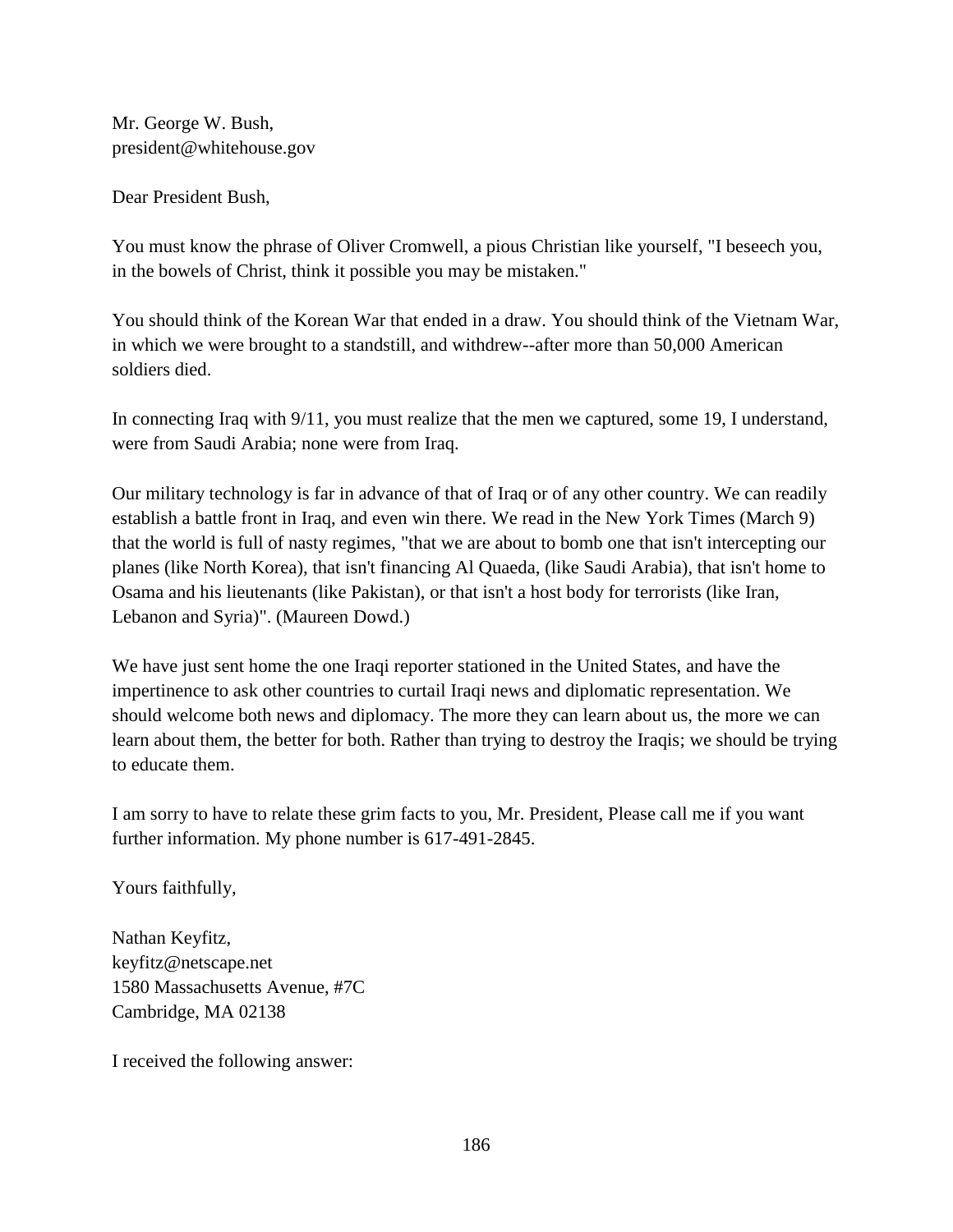Mr. George W. Bush,
president@whitehouse.gov

Dear President Bush,

You must know the phrase of Oliver Cromwell, a pious Christian like yourself, "I beseech you, in the bowels of Christ, think it possible you may be mistaken."

You should think of the Korean War that ended in a draw. You should think of the Vietnam War, in which we were brought to a standstill, and withdrew--after more than 50,000 American soldiers died.

In connecting Iraq with 9/11, you must realize that the men we captured, some 19, I understand, were from Saudi Arabia; none were from Iraq.

Our military technology is far in advance of that of Iraq or of any other country. We can readily establish a battle front in Iraq, and even win there. We read in the New York Times (March 9) that the world is full of nasty regimes, "that we are about to bomb one that isn't intercepting our planes (like North Korea), that isn't financing Al Quaeda, (like Saudi Arabia), that isn't home to Osama and his lieutenants (like Pakistan), or that isn't a host body for terrorists (like Iran, Lebanon and Syria)". (Maureen Dowd.)

We have just sent home the one Iraqi reporter stationed in the United States, and have the impertinence to ask other countries to curtail Iraqi news and diplomatic representation. We should welcome both news and diplomacy. The more they can learn about us, the more we can learn about them, the better for both. Rather than trying to destroy the Iraqis; we should be trying to educate them.

I am sorry to have to relate these grim facts to you, Mr. President, Please call me if you want further information. My phone number is 617-491-2845.

Yours faithfully,

Nathan Keyfitz,
keyfitz@netscape.net
1580 Massachusetts Avenue, #7C
Cambridge, MA 02138

I received the following answer: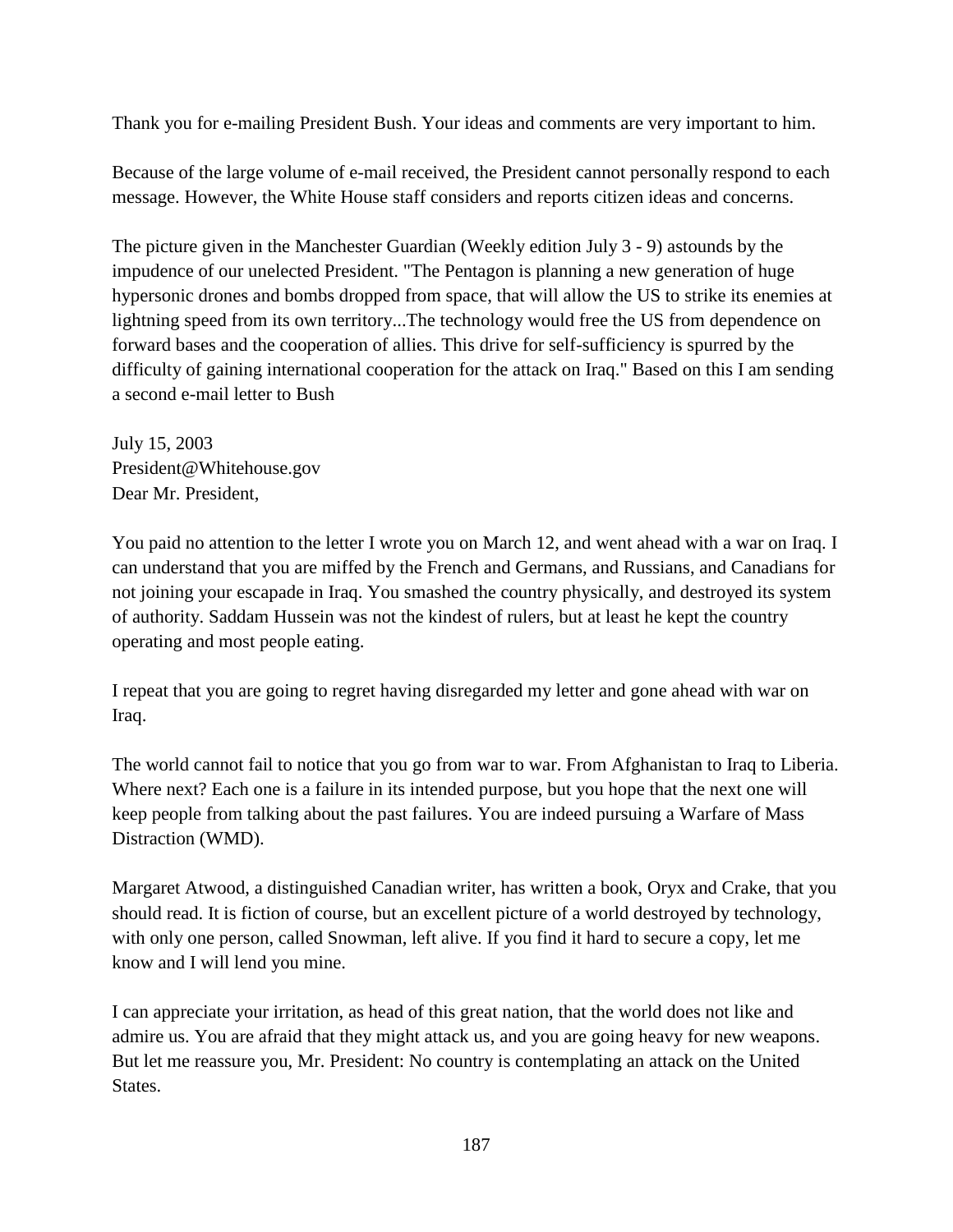Thank you for e-mailing President Bush. Your ideas and comments are very important to him.

Because of the large volume of e-mail received, the President cannot personally respond to each message. However, the White House staff considers and reports citizen ideas and concerns.

The picture given in the Manchester Guardian (Weekly edition July 3 - 9) astounds by the impudence of our unelected President. "The Pentagon is planning a new generation of huge hypersonic drones and bombs dropped from space, that will allow the US to strike its enemies at lightning speed from its own territory...The technology would free the US from dependence on forward bases and the cooperation of allies. This drive for self-sufficiency is spurred by the difficulty of gaining international cooperation for the attack on Iraq." Based on this I am sending a second e-mail letter to Bush

July 15, 2003
President@Whitehouse.gov
Dear Mr. President,

You paid no attention to the letter I wrote you on March 12, and went ahead with a war on Iraq. I can understand that you are miffed by the French and Germans, and Russians, and Canadians for not joining your escapade in Iraq. You smashed the country physically, and destroyed its system of authority. Saddam Hussein was not the kindest of rulers, but at least he kept the country operating and most people eating.

I repeat that you are going to regret having disregarded my letter and gone ahead with war on Iraq.

The world cannot fail to notice that you go from war to war. From Afghanistan to Iraq to Liberia. Where next? Each one is a failure in its intended purpose, but you hope that the next one will keep people from talking about the past failures. You are indeed pursuing a Warfare of Mass Distraction (WMD).

Margaret Atwood, a distinguished Canadian writer, has written a book, Oryx and Crake, that you should read. It is fiction of course, but an excellent picture of a world destroyed by technology, with only one person, called Snowman, left alive. If you find it hard to secure a copy, let me know and I will lend you mine.

I can appreciate your irritation, as head of this great nation, that the world does not like and admire us. You are afraid that they might attack us, and you are going heavy for new weapons. But let me reassure you, Mr. President: No country is contemplating an attack on the United States.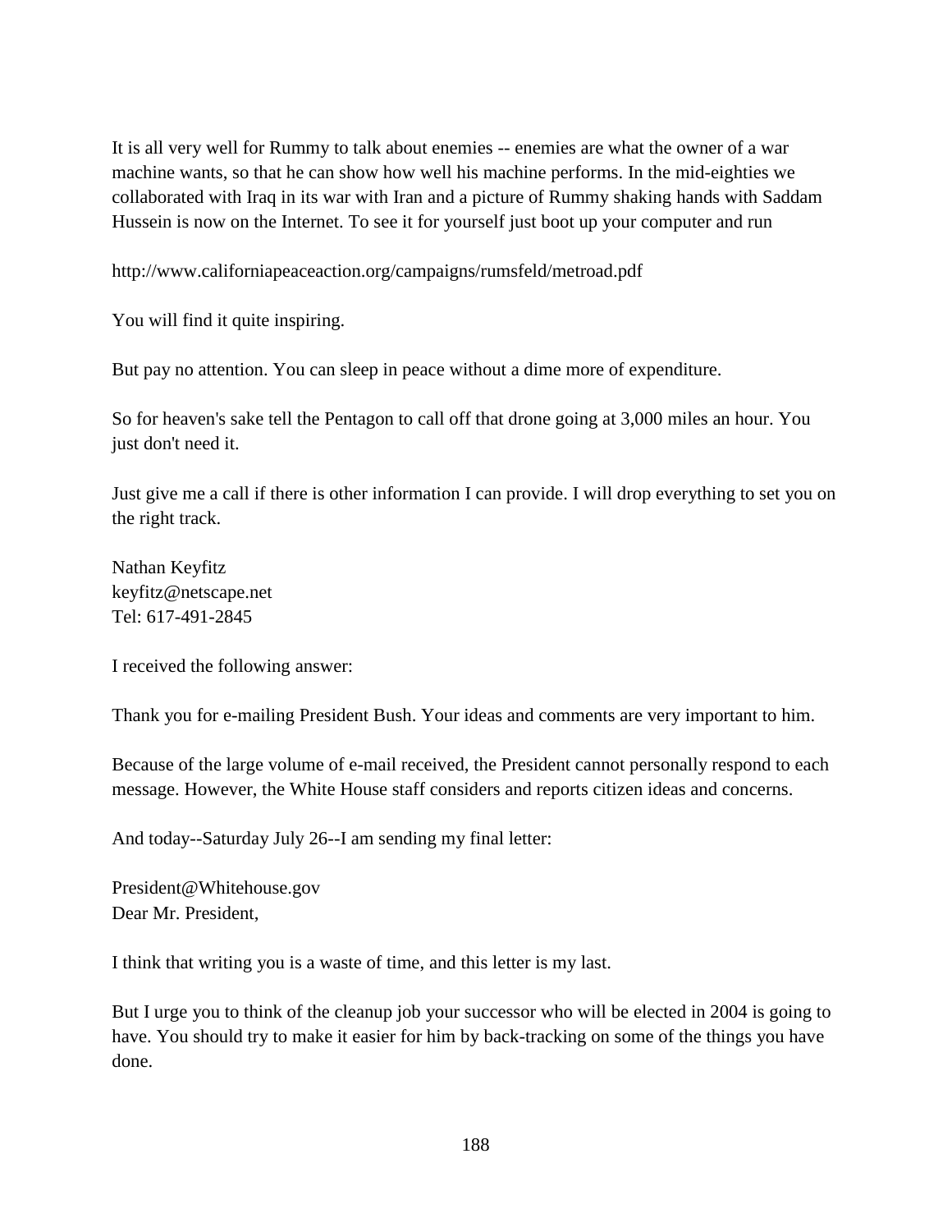It is all very well for Rummy to talk about enemies -- enemies are what the owner of a war machine wants, so that he can show how well his machine performs. In the mid-eighties we collaborated with Iraq in its war with Iran and a picture of Rummy shaking hands with Saddam Hussein is now on the Internet. To see it for yourself just boot up your computer and run

http://www.californiapeaceaction.org/campaigns/rumsfeld/metroad.pdf

You will find it quite inspiring.

But pay no attention. You can sleep in peace without a dime more of expenditure.

So for heaven's sake tell the Pentagon to call off that drone going at 3,000 miles an hour. You just don't need it.

Just give me a call if there is other information I can provide. I will drop everything to set you on the right track.

Nathan Keyfitz  
keyfitz@netscape.net  
Tel: 617-491-2845

I received the following answer:

Thank you for e-mailing President Bush. Your ideas and comments are very important to him.

Because of the large volume of e-mail received, the President cannot personally respond to each message. However, the White House staff considers and reports citizen ideas and concerns.

And today--Saturday July 26--I am sending my final letter:

President@Whitehouse.gov  
Dear Mr. President,

I think that writing you is a waste of time, and this letter is my last.

But I urge you to think of the cleanup job your successor who will be elected in 2004 is going to have. You should try to make it easier for him by back-tracking on some of the things you have done.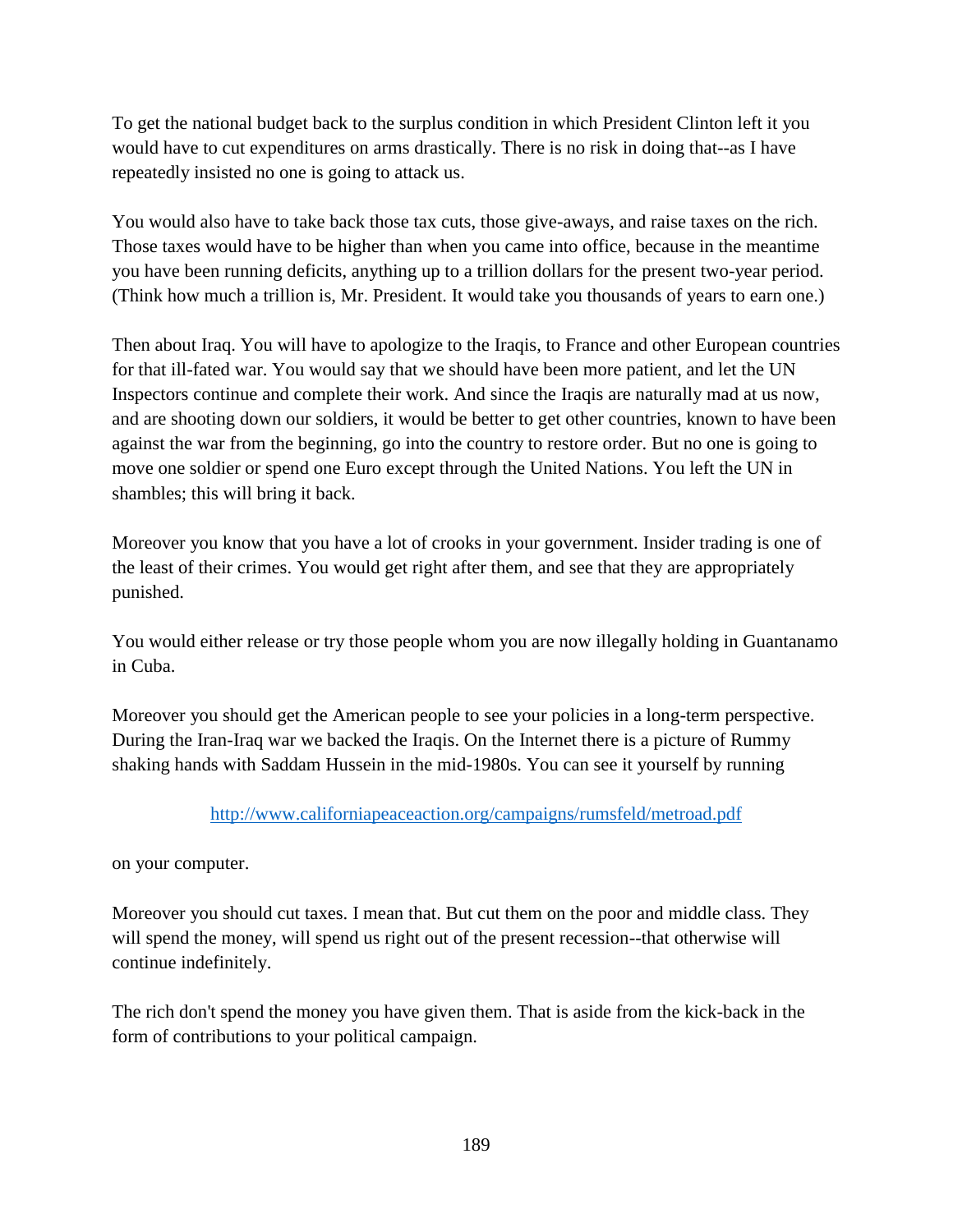To get the national budget back to the surplus condition in which President Clinton left it you would have to cut expenditures on arms drastically. There is no risk in doing that--as I have repeatedly insisted no one is going to attack us.

You would also have to take back those tax cuts, those give-aways, and raise taxes on the rich. Those taxes would have to be higher than when you came into office, because in the meantime you have been running deficits, anything up to a trillion dollars for the present two-year period. (Think how much a trillion is, Mr. President. It would take you thousands of years to earn one.)

Then about Iraq. You will have to apologize to the Iraqis, to France and other European countries for that ill-fated war. You would say that we should have been more patient, and let the UN Inspectors continue and complete their work. And since the Iraqis are naturally mad at us now, and are shooting down our soldiers, it would be better to get other countries, known to have been against the war from the beginning, go into the country to restore order. But no one is going to move one soldier or spend one Euro except through the United Nations. You left the UN in shambles; this will bring it back.

Moreover you know that you have a lot of crooks in your government. Insider trading is one of the least of their crimes. You would get right after them, and see that they are appropriately punished.

You would either release or try those people whom you are now illegally holding in Guantanamo in Cuba.

Moreover you should get the American people to see your policies in a long-term perspective. During the Iran-Iraq war we backed the Iraqis. On the Internet there is a picture of Rummy shaking hands with Saddam Hussein in the mid-1980s. You can see it yourself by running

http://www.californiapeaceaction.org/campaigns/rumsfeld/metroad.pdf

on your computer.

Moreover you should cut taxes. I mean that. But cut them on the poor and middle class. They will spend the money, will spend us right out of the present recession--that otherwise will continue indefinitely.

The rich don't spend the money you have given them. That is aside from the kick-back in the form of contributions to your political campaign.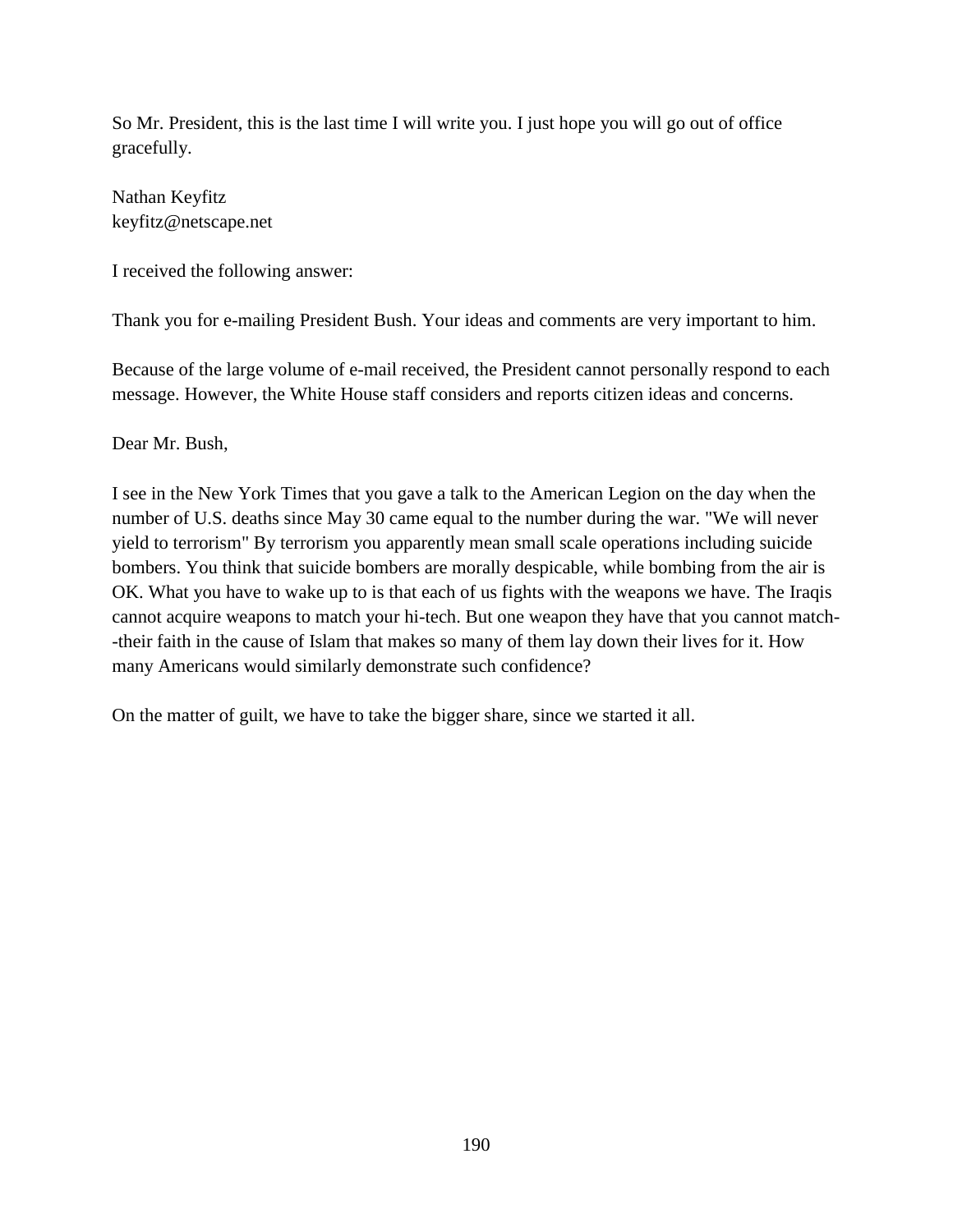So Mr. President, this is the last time I will write you. I just hope you will go out of office gracefully.

Nathan Keyfitz
keyfitz@netscape.net

I received the following answer:

Thank you for e-mailing President Bush. Your ideas and comments are very important to him.

Because of the large volume of e-mail received, the President cannot personally respond to each message. However, the White House staff considers and reports citizen ideas and concerns.

Dear Mr. Bush,

I see in the New York Times that you gave a talk to the American Legion on the day when the number of U.S. deaths since May 30 came equal to the number during the war. "We will never yield to terrorism" By terrorism you apparently mean small scale operations including suicide bombers. You think that suicide bombers are morally despicable, while bombing from the air is OK. What you have to wake up to is that each of us fights with the weapons we have. The Iraqis cannot acquire weapons to match your hi-tech. But one weapon they have that you cannot match--their faith in the cause of Islam that makes so many of them lay down their lives for it. How many Americans would similarly demonstrate such confidence?

On the matter of guilt, we have to take the bigger share, since we started it all.